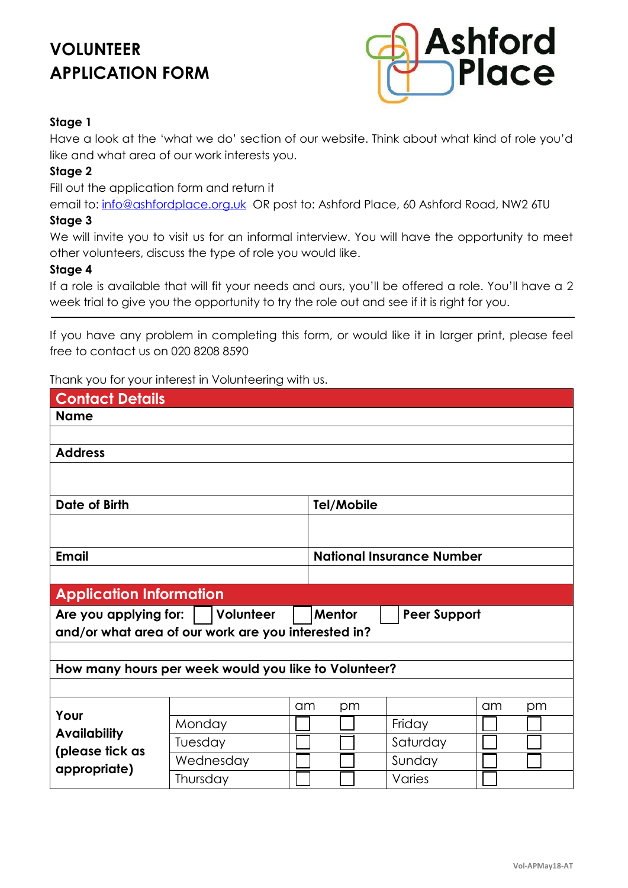# VOLUNTEER APPLICATION FORM

Ashford Place

**Stage 1**

Have a look at the 'what we do' section of our website. Think about what kind of role you'd like and what area of our work interests you.

**Stage 2**

Fill out the application form and return it

email to: info@ashfordplace.org.uk OR post to: Ashford Place, 60 Ashford Road, NW2 6TU

**Stage 3**

We will invite you to visit us for an informal interview. You will have the opportunity to meet other volunteers, discuss the type of role you would like.

**Stage 4**

If a role is available that will fit your needs and ours, you'll be offered a role. You'll have a 2 week trial to give you the opportunity to try the role out and see if it is right for you.

---

If you have any problem in completing this form, or would like it in larger print, please feel free to contact us on 020 8208 8590

Thank you for your interest in Volunteering with us.

## Contact Details

| **Name** | |
|---|---|
| | |
| **Address** | |
| | |
| **Date of Birth** | **Tel/Mobile** |
| | |
| **Email** | **National Insurance Number** |
| | |

## Application Information

**Are you applying for:** ☐ **Volunteer** ☐ **Mentor** ☐ **Peer Support**
**and/or what area of our work are you interested in?**

**How many hours per week would you like to Volunteer?**

| **Your Availability (please tick as appropriate)** | | am | pm | | am | pm |
|---|---|---|---|---|---|---|
| | Monday | ☐ | ☐ | Friday | ☐ | ☐ |
| | Tuesday | ☐ | ☐ | Saturday | ☐ | ☐ |
| | Wednesday | ☐ | ☐ | Sunday | ☐ | ☐ |
| | Thursday | ☐ | ☐ | Varies | ☐ | |

Vol-APMay18-AT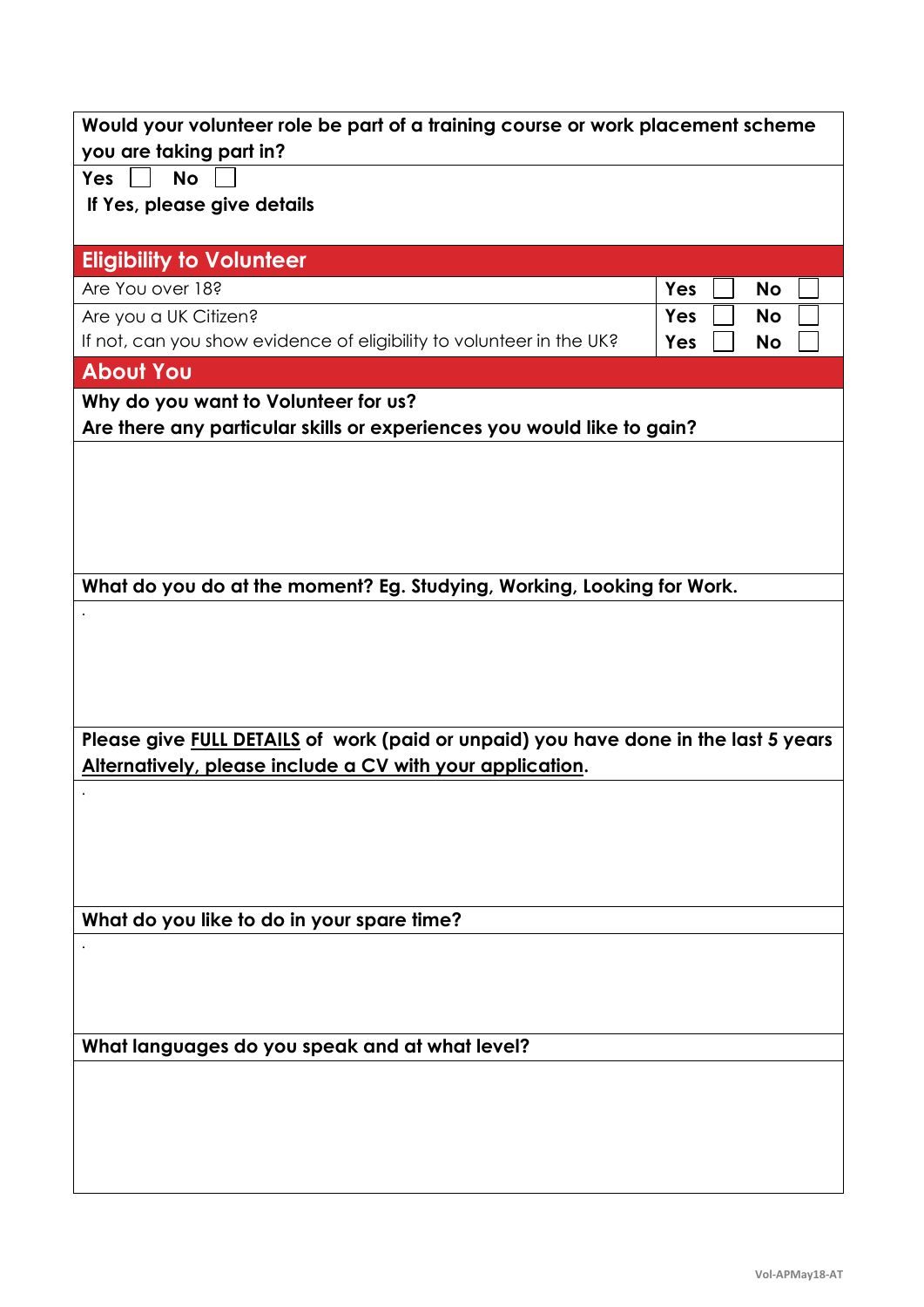**Would your volunteer role be part of a training course or work placement scheme you are taking part in?**

**Yes** ☐ **No** ☐

**If Yes, please give details**

## Eligibility to Volunteer

| | | |
|---|---|---|
| Are You over 18? | **Yes** ☐ | **No** ☐ |
| Are you a UK Citizen? | **Yes** ☐ | **No** ☐ |
| If not, can you show evidence of eligibility to volunteer in the UK? | **Yes** ☐ | **No** ☐ |

## About You

**Why do you want to Volunteer for us?**
**Are there any particular skills or experiences you would like to gain?**

**What do you do at the moment? Eg. Studying, Working, Looking for Work.**

.

**Please give FULL DETAILS of work (paid or unpaid) you have done in the last 5 years**
**Alternatively, please include a CV with your application.**

.

**What do you like to do in your spare time?**

.

**What languages do you speak and at what level?**

Vol-APMay18-AT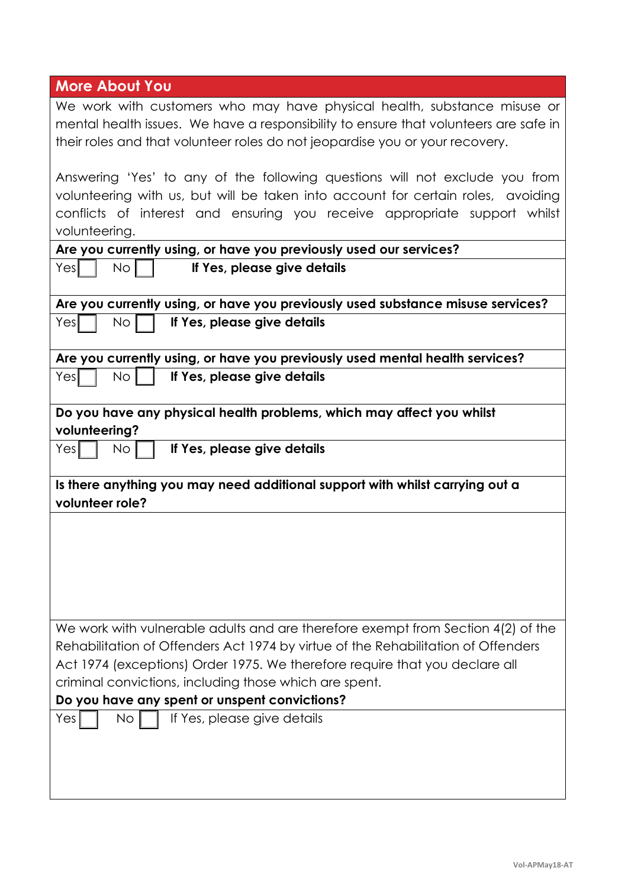## More About You

We work with customers who may have physical health, substance misuse or mental health issues. We have a responsibility to ensure that volunteers are safe in their roles and that volunteer roles do not jeopardise you or your recovery.

Answering 'Yes' to any of the following questions will not exclude you from volunteering with us, but will be taken into account for certain roles, avoiding conflicts of interest and ensuring you receive appropriate support whilst volunteering.

**Are you currently using, or have you previously used our services?**

Yes ☐ No ☐ **If Yes, please give details**

**Are you currently using, or have you previously used substance misuse services?**

Yes ☐ No ☐ **If Yes, please give details**

**Are you currently using, or have you previously used mental health services?**

Yes ☐ No ☐ **If Yes, please give details**

**Do you have any physical health problems, which may affect you whilst volunteering?**

Yes ☐ No ☐ **If Yes, please give details**

**Is there anything you may need additional support with whilst carrying out a volunteer role?**

We work with vulnerable adults and are therefore exempt from Section 4(2) of the Rehabilitation of Offenders Act 1974 by virtue of the Rehabilitation of Offenders Act 1974 (exceptions) Order 1975. We therefore require that you declare all criminal convictions, including those which are spent.

**Do you have any spent or unspent convictions?**

Yes ☐ No ☐ If Yes, please give details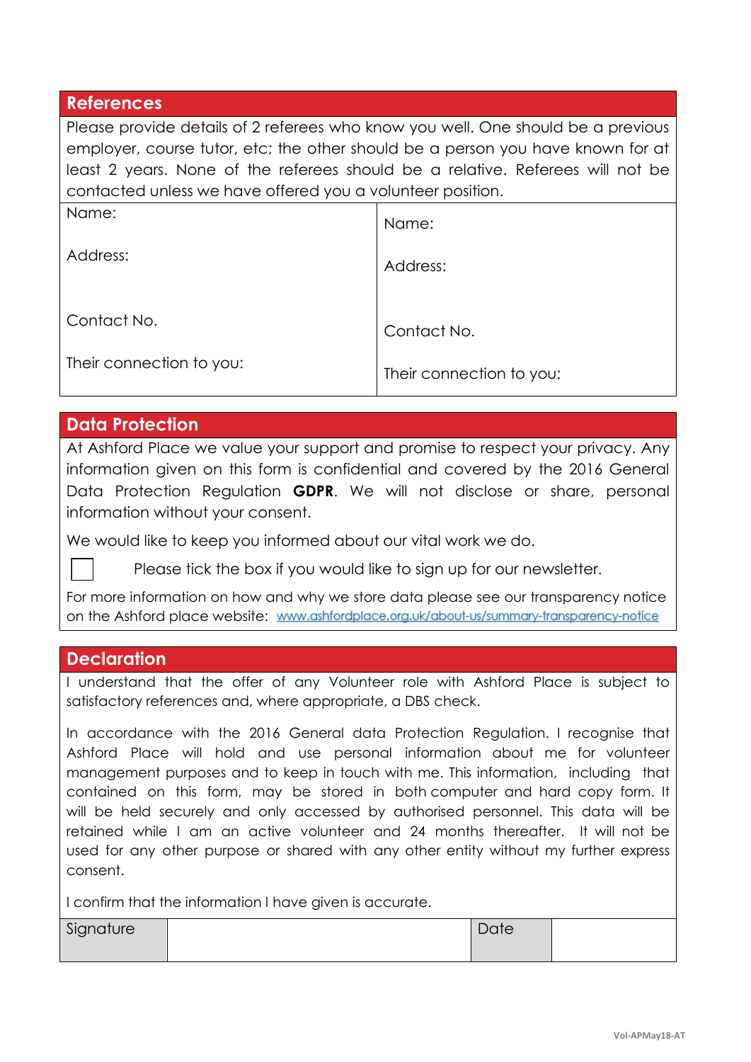## References

Please provide details of 2 referees who know you well. One should be a previous employer, course tutor, etc; the other should be a person you have known for at least 2 years. None of the referees should be a relative. Referees will not be contacted unless we have offered you a volunteer position.

| | |
|---|---|
| Name: | Name: |
| Address: | Address: |
| Contact No. | Contact No. |
| Their connection to you: | Their connection to you: |

## Data Protection

At Ashford Place we value your support and promise to respect your privacy. Any information given on this form is confidential and covered by the 2016 General Data Protection Regulation **GDPR**. We will not disclose or share, personal information without your consent.

We would like to keep you informed about our vital work we do.

☐ Please tick the box if you would like to sign up for our newsletter.

For more information on how and why we store data please see our transparency notice on the Ashford place website: www.ashfordplace.org.uk/about-us/summary-transparency-notice

## Declaration

I understand that the offer of any Volunteer role with Ashford Place is subject to satisfactory references and, where appropriate, a DBS check.

In accordance with the 2016 General data Protection Regulation. I recognise that Ashford Place will hold and use personal information about me for volunteer management purposes and to keep in touch with me. This information, including that contained on this form, may be stored in both computer and hard copy form. It will be held securely and only accessed by authorised personnel. This data will be retained while I am an active volunteer and 24 months thereafter. It will not be used for any other purpose or shared with any other entity without my further express consent.

I confirm that the information I have given is accurate.

| Signature | | Date | |
|---|---|---|---|

Vol-APMay18-AT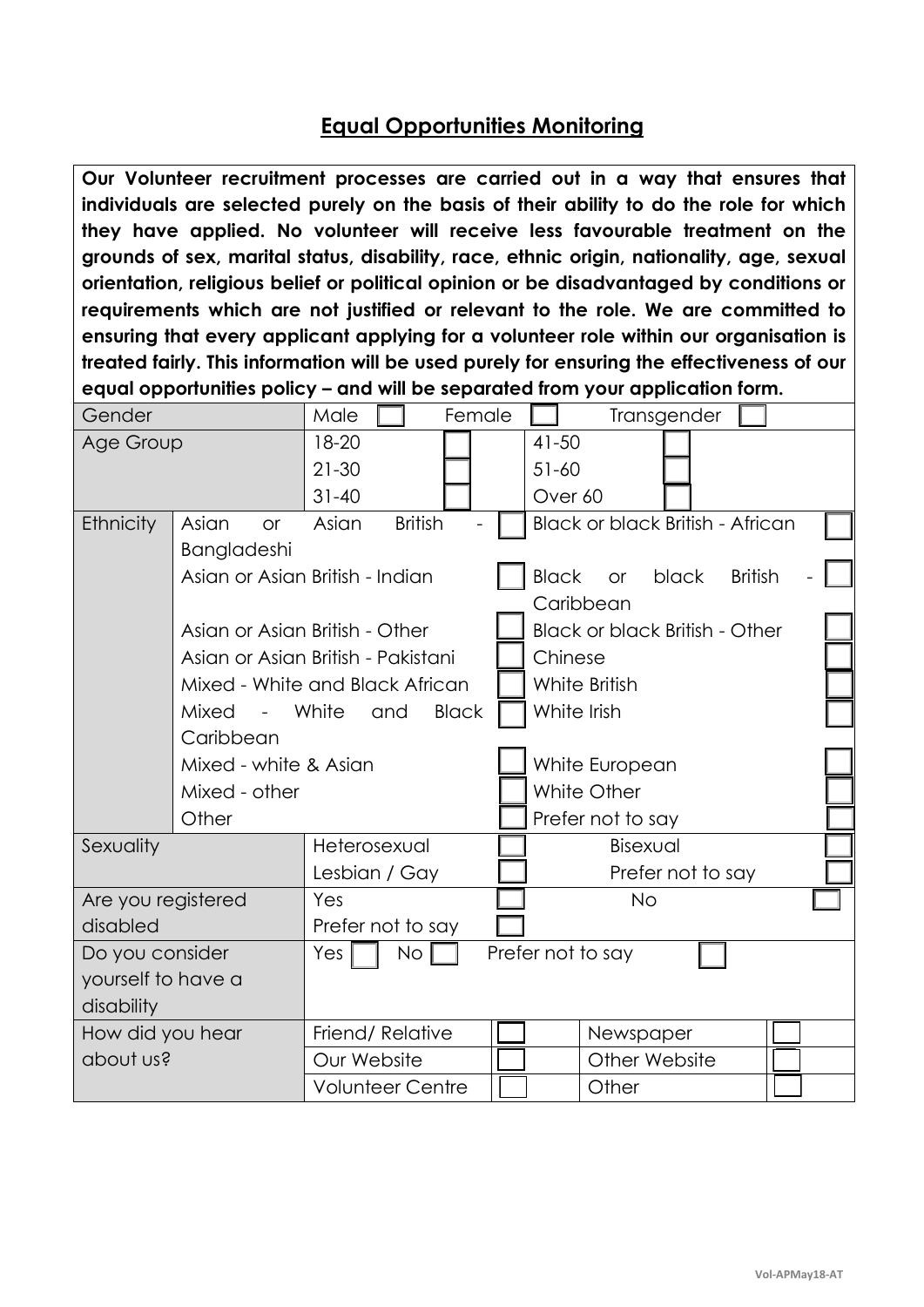## **Equal Opportunities Monitoring**

**Our Volunteer recruitment processes are carried out in a way that ensures that individuals are selected purely on the basis of their ability to do the role for which they have applied. No volunteer will receive less favourable treatment on the grounds of sex, marital status, disability, race, ethnic origin, nationality, age, sexual orientation, religious belief or political opinion or be disadvantaged by conditions or requirements which are not justified or relevant to the role. We are committed to ensuring that every applicant applying for a volunteer role within our organisation is treated fairly. This information will be used purely for ensuring the effectiveness of our equal opportunities policy – and will be separated from your application form.**

| | | | | | |
|---|---|---|---|---|---|
| Gender | | Male ☐ Female ☐ | | Transgender ☐ | |
| Age Group | | 18-20 | ☐ | 41-50 | ☐ |
| | | 21-30 | ☐ | 51-60 | ☐ |
| | | 31-40 | ☐ | Over 60 | ☐ |
| Ethnicity | Asian or Asian British - Bangladeshi | | ☐ | Black or black British - African | ☐ |
| | Asian or Asian British - Indian | | ☐ | Black or black British - Caribbean | ☐ |
| | Asian or Asian British - Other | | ☐ | Black or black British - Other | ☐ |
| | Asian or Asian British - Pakistani | | ☐ | Chinese | ☐ |
| | Mixed - White and Black African | | ☐ | White British | ☐ |
| | Mixed - White and Black Caribbean | | ☐ | White Irish | ☐ |
| | Mixed - white & Asian | | ☐ | White European | ☐ |
| | Mixed - other | | ☐ | White Other | ☐ |
| | Other | | ☐ | Prefer not to say | ☐ |
| Sexuality | | Heterosexual | ☐ | Bisexual | ☐ |
| | | Lesbian / Gay | ☐ | Prefer not to say | ☐ |
| Are you registered disabled | | Yes | ☐ | No | ☐ |
| | | Prefer not to say | ☐ | | |
| Do you consider yourself to have a disability | | Yes ☐ No ☐ | | Prefer not to say ☐ | |
| How did you hear about us? | | Friend/ Relative | ☐ | Newspaper | ☐ |
| | | Our Website | ☐ | Other Website | ☐ |
| | | Volunteer Centre | ☐ | Other | ☐ |

Vol-APMay18-AT